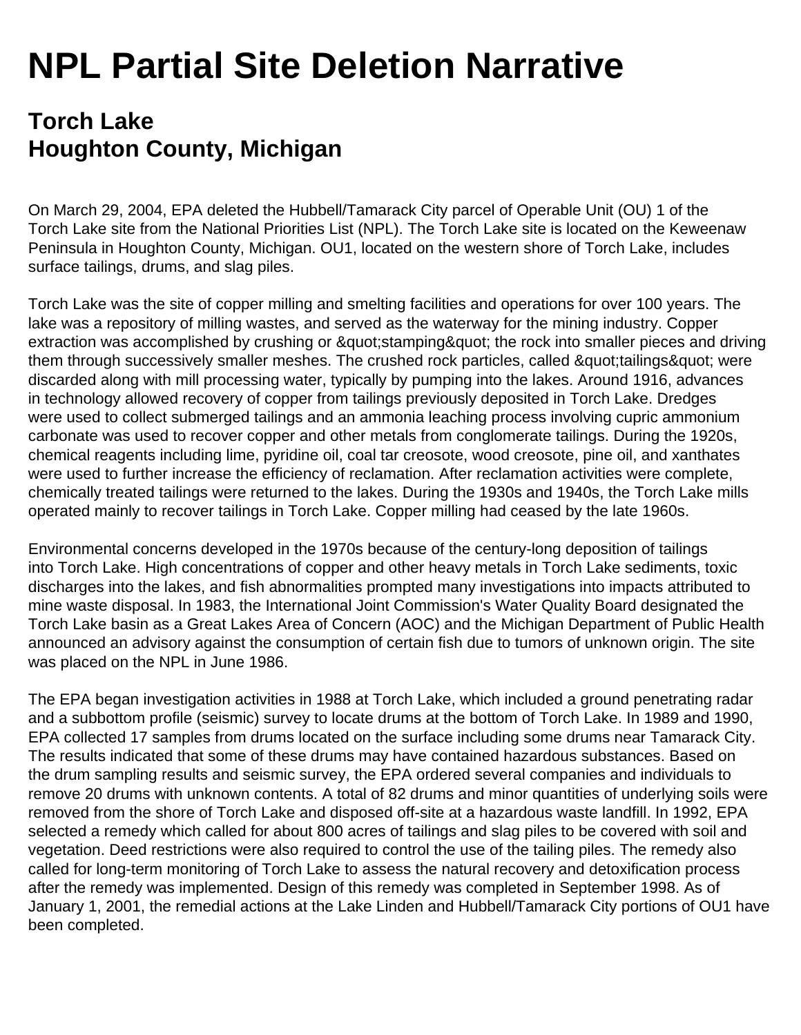# NPL Partial Site Deletion Narrative

## Torch Lake
## Houghton County, Michigan

On March 29, 2004, EPA deleted the Hubbell/Tamarack City parcel of Operable Unit (OU) 1 of the Torch Lake site from the National Priorities List (NPL). The Torch Lake site is located on the Keweenaw Peninsula in Houghton County, Michigan. OU1, located on the western shore of Torch Lake, includes surface tailings, drums, and slag piles.

Torch Lake was the site of copper milling and smelting facilities and operations for over 100 years. The lake was a repository of milling wastes, and served as the waterway for the mining industry. Copper extraction was accomplished by crushing or &quot;stamping&quot; the rock into smaller pieces and driving them through successively smaller meshes. The crushed rock particles, called &quot;tailings&quot; were discarded along with mill processing water, typically by pumping into the lakes. Around 1916, advances in technology allowed recovery of copper from tailings previously deposited in Torch Lake. Dredges were used to collect submerged tailings and an ammonia leaching process involving cupric ammonium carbonate was used to recover copper and other metals from conglomerate tailings. During the 1920s, chemical reagents including lime, pyridine oil, coal tar creosote, wood creosote, pine oil, and xanthates were used to further increase the efficiency of reclamation. After reclamation activities were complete, chemically treated tailings were returned to the lakes. During the 1930s and 1940s, the Torch Lake mills operated mainly to recover tailings in Torch Lake. Copper milling had ceased by the late 1960s.

Environmental concerns developed in the 1970s because of the century-long deposition of tailings into Torch Lake. High concentrations of copper and other heavy metals in Torch Lake sediments, toxic discharges into the lakes, and fish abnormalities prompted many investigations into impacts attributed to mine waste disposal. In 1983, the International Joint Commission's Water Quality Board designated the Torch Lake basin as a Great Lakes Area of Concern (AOC) and the Michigan Department of Public Health announced an advisory against the consumption of certain fish due to tumors of unknown origin. The site was placed on the NPL in June 1986.

The EPA began investigation activities in 1988 at Torch Lake, which included a ground penetrating radar and a subbottom profile (seismic) survey to locate drums at the bottom of Torch Lake. In 1989 and 1990, EPA collected 17 samples from drums located on the surface including some drums near Tamarack City. The results indicated that some of these drums may have contained hazardous substances. Based on the drum sampling results and seismic survey, the EPA ordered several companies and individuals to remove 20 drums with unknown contents. A total of 82 drums and minor quantities of underlying soils were removed from the shore of Torch Lake and disposed off-site at a hazardous waste landfill. In 1992, EPA selected a remedy which called for about 800 acres of tailings and slag piles to be covered with soil and vegetation. Deed restrictions were also required to control the use of the tailing piles. The remedy also called for long-term monitoring of Torch Lake to assess the natural recovery and detoxification process after the remedy was implemented. Design of this remedy was completed in September 1998. As of January 1, 2001, the remedial actions at the Lake Linden and Hubbell/Tamarack City portions of OU1 have been completed.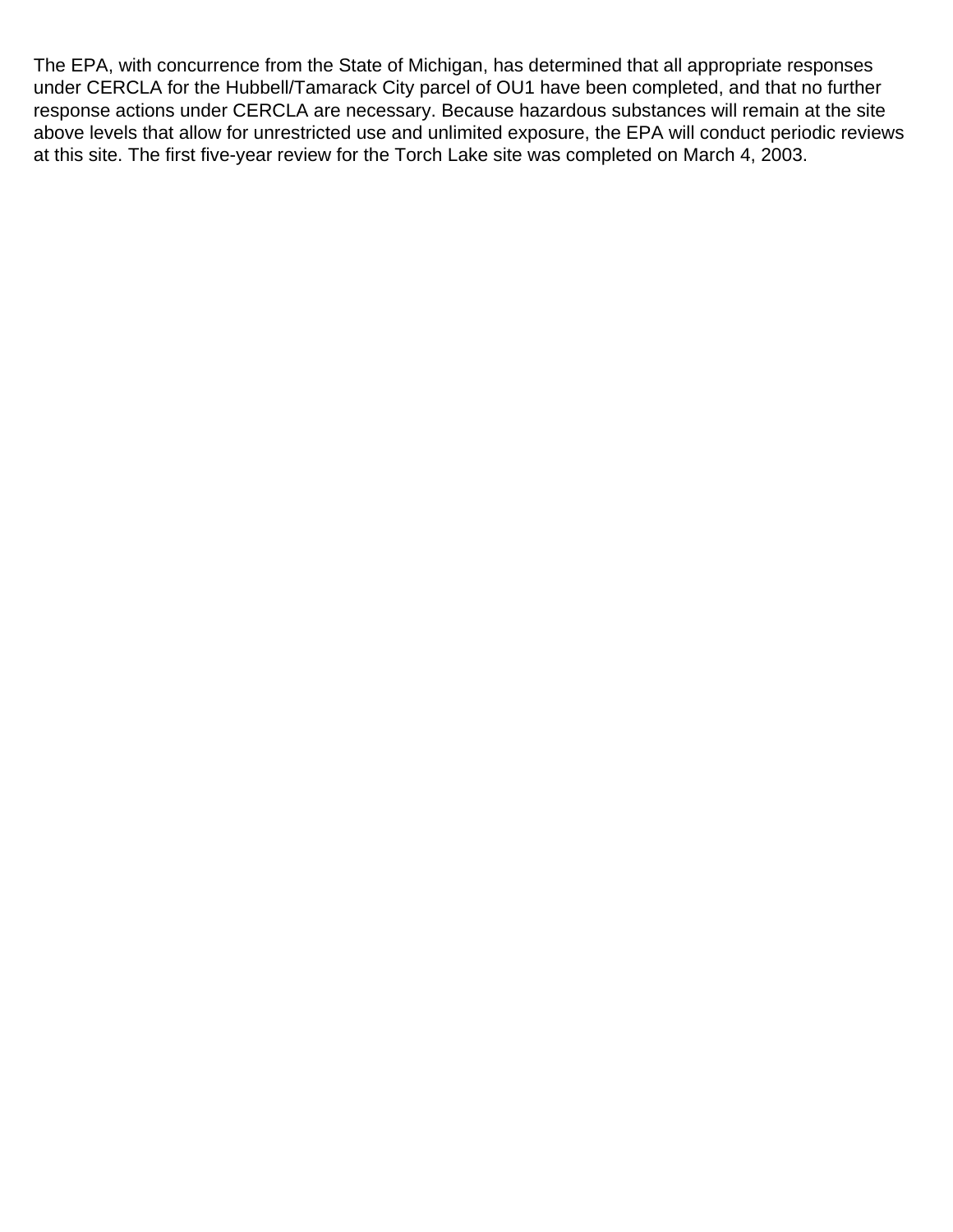The EPA, with concurrence from the State of Michigan, has determined that all appropriate responses under CERCLA for the Hubbell/Tamarack City parcel of OU1 have been completed, and that no further response actions under CERCLA are necessary. Because hazardous substances will remain at the site above levels that allow for unrestricted use and unlimited exposure, the EPA will conduct periodic reviews at this site. The first five-year review for the Torch Lake site was completed on March 4, 2003.